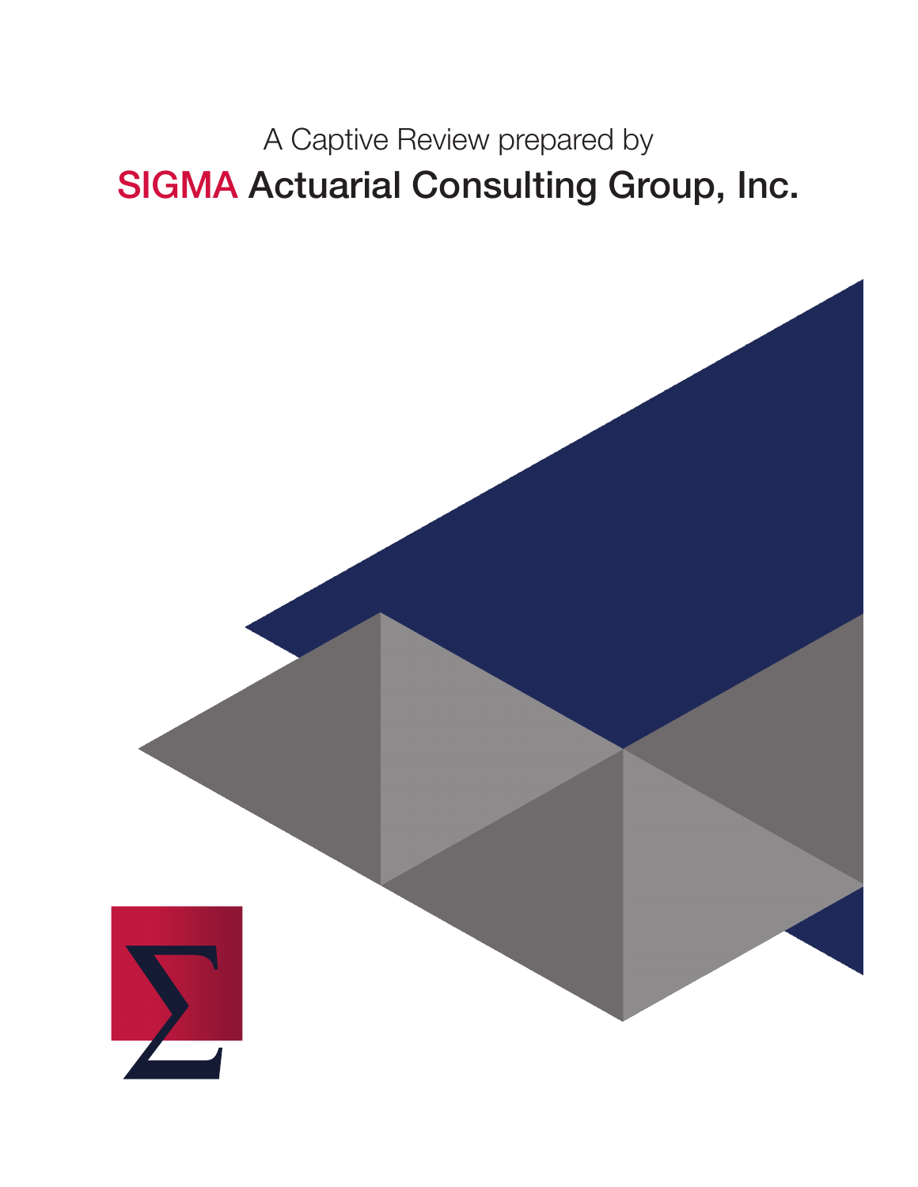A Captive Review prepared by

# SIGMA Actuarial Consulting Group, Inc.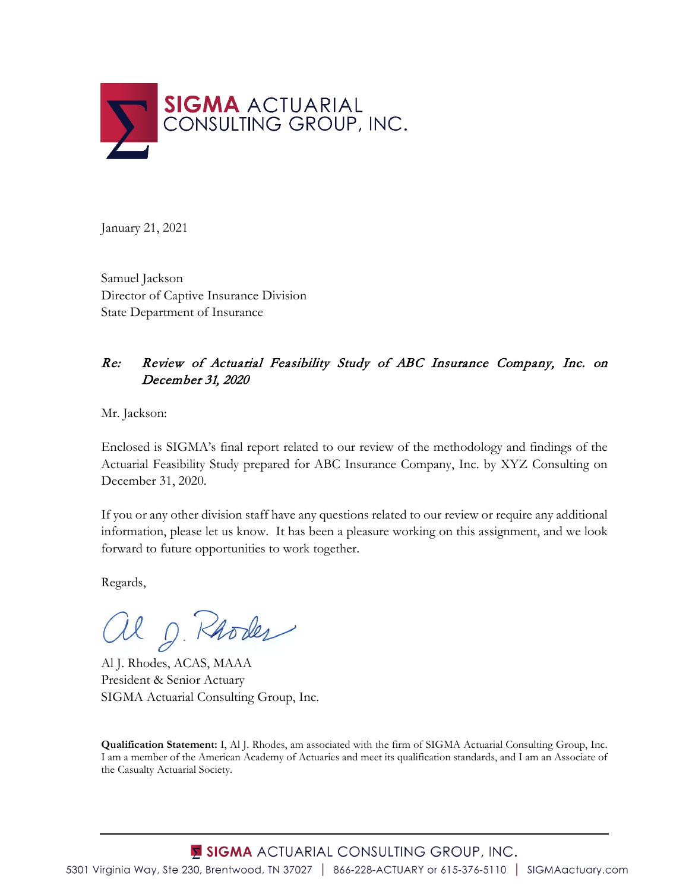SIGMA ACTUARIAL CONSULTING GROUP, INC.

January 21, 2021

Samuel Jackson
Director of Captive Insurance Division
State Department of Insurance

*Re: Review of Actuarial Feasibility Study of ABC Insurance Company, Inc. on December 31, 2020*

Mr. Jackson:

Enclosed is SIGMA's final report related to our review of the methodology and findings of the Actuarial Feasibility Study prepared for ABC Insurance Company, Inc. by XYZ Consulting on December 31, 2020.

If you or any other division staff have any questions related to our review or require any additional information, please let us know. It has been a pleasure working on this assignment, and we look forward to future opportunities to work together.

Regards,

Al J. Rhodes, ACAS, MAAA
President & Senior Actuary
SIGMA Actuarial Consulting Group, Inc.

**Qualification Statement:** I, Al J. Rhodes, am associated with the firm of SIGMA Actuarial Consulting Group, Inc. I am a member of the American Academy of Actuaries and meet its qualification standards, and I am an Associate of the Casualty Actuarial Society.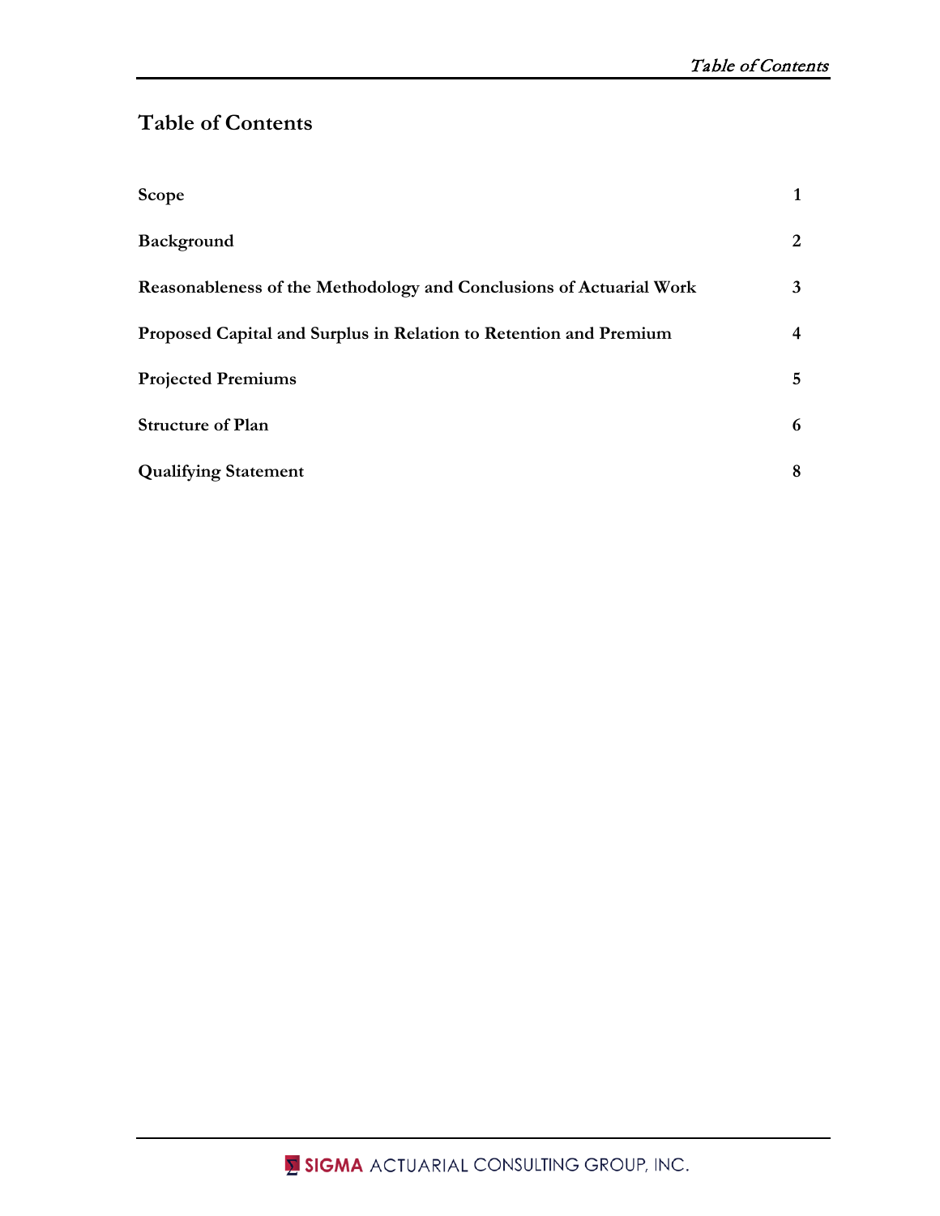# Table of Contents

| | |
|---|---|
| **Scope** | **1** |
| **Background** | **2** |
| **Reasonableness of the Methodology and Conclusions of Actuarial Work** | **3** |
| **Proposed Capital and Surplus in Relation to Retention and Premium** | **4** |
| **Projected Premiums** | **5** |
| **Structure of Plan** | **6** |
| **Qualifying Statement** | **8** |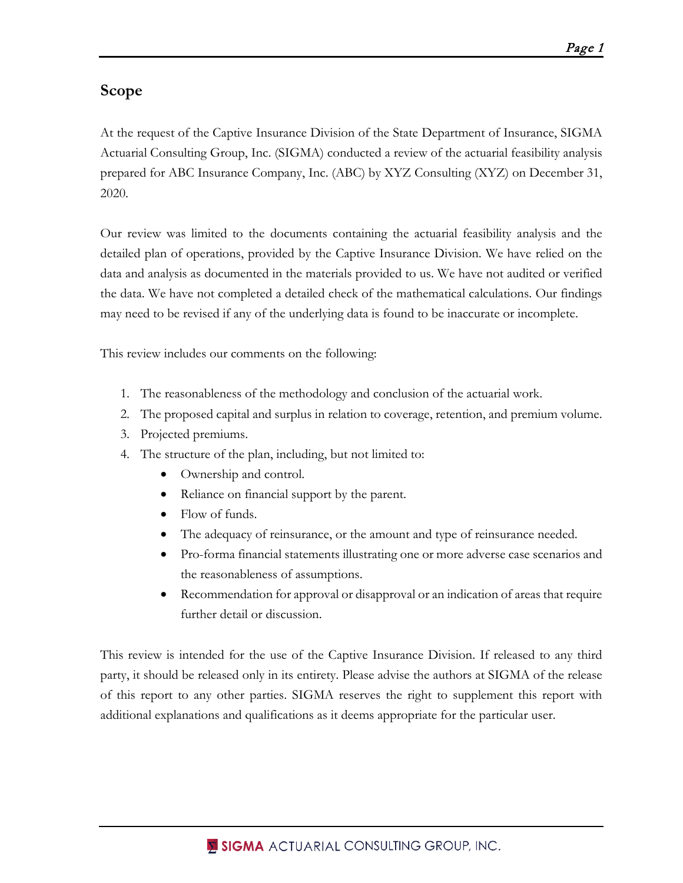## Scope

At the request of the Captive Insurance Division of the State Department of Insurance, SIGMA Actuarial Consulting Group, Inc. (SIGMA) conducted a review of the actuarial feasibility analysis prepared for ABC Insurance Company, Inc. (ABC) by XYZ Consulting (XYZ) on December 31, 2020.

Our review was limited to the documents containing the actuarial feasibility analysis and the detailed plan of operations, provided by the Captive Insurance Division. We have relied on the data and analysis as documented in the materials provided to us. We have not audited or verified the data. We have not completed a detailed check of the mathematical calculations. Our findings may need to be revised if any of the underlying data is found to be inaccurate or incomplete.

This review includes our comments on the following:

1. The reasonableness of the methodology and conclusion of the actuarial work.
2. The proposed capital and surplus in relation to coverage, retention, and premium volume.
3. Projected premiums.
4. The structure of the plan, including, but not limited to:
   - Ownership and control.
   - Reliance on financial support by the parent.
   - Flow of funds.
   - The adequacy of reinsurance, or the amount and type of reinsurance needed.
   - Pro-forma financial statements illustrating one or more adverse case scenarios and the reasonableness of assumptions.
   - Recommendation for approval or disapproval or an indication of areas that require further detail or discussion.

This review is intended for the use of the Captive Insurance Division. If released to any third party, it should be released only in its entirety. Please advise the authors at SIGMA of the release of this report to any other parties. SIGMA reserves the right to supplement this report with additional explanations and qualifications as it deems appropriate for the particular user.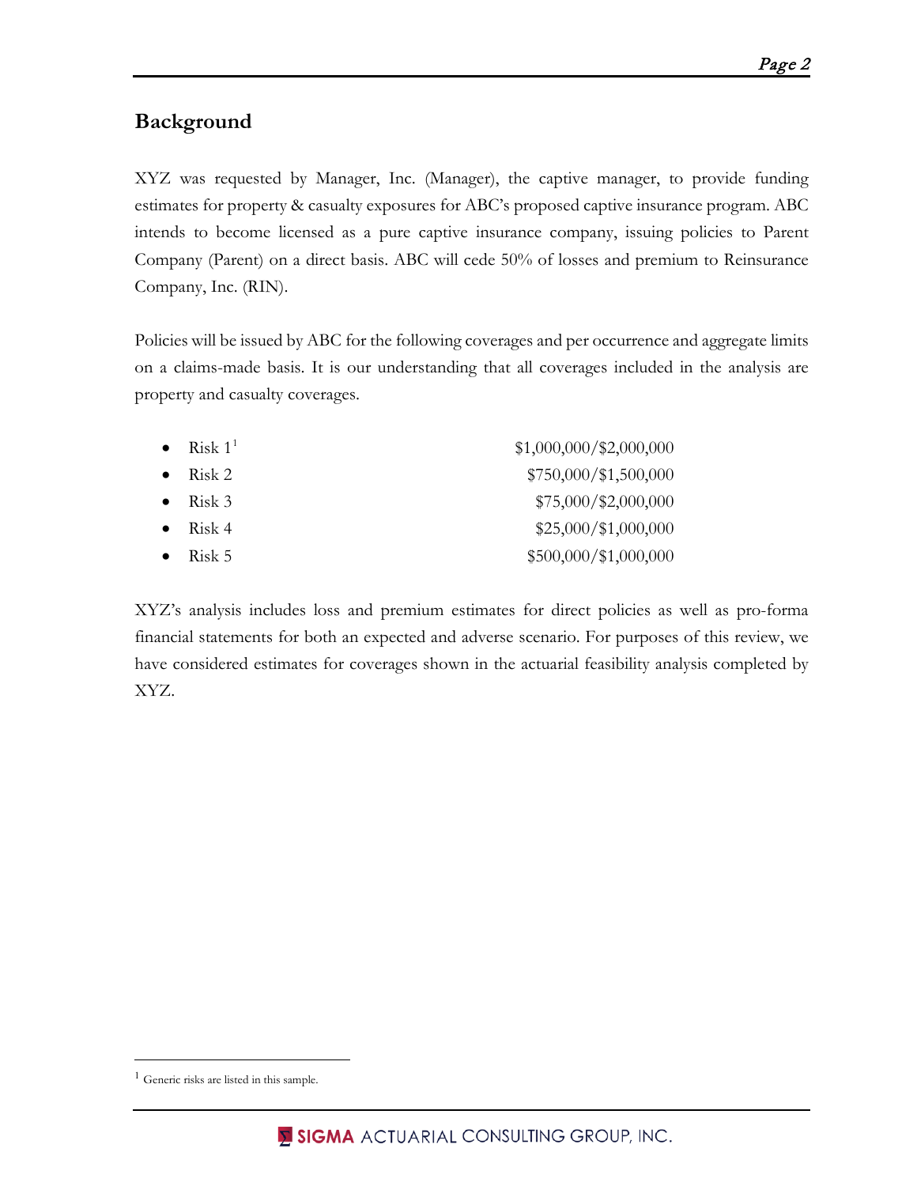## Background

XYZ was requested by Manager, Inc. (Manager), the captive manager, to provide funding estimates for property & casualty exposures for ABC's proposed captive insurance program. ABC intends to become licensed as a pure captive insurance company, issuing policies to Parent Company (Parent) on a direct basis. ABC will cede 50% of losses and premium to Reinsurance Company, Inc. (RIN).

Policies will be issued by ABC for the following coverages and per occurrence and aggregate limits on a claims-made basis. It is our understanding that all coverages included in the analysis are property and casualty coverages.

- Risk 1[1] $1,000,000/$2,000,000
- Risk 2 $750,000/$1,500,000
- Risk 3 $75,000/$2,000,000
- Risk 4 $25,000/$1,000,000
- Risk 5 $500,000/$1,000,000

XYZ's analysis includes loss and premium estimates for direct policies as well as pro-forma financial statements for both an expected and adverse scenario. For purposes of this review, we have considered estimates for coverages shown in the actuarial feasibility analysis completed by XYZ.

[1] Generic risks are listed in this sample.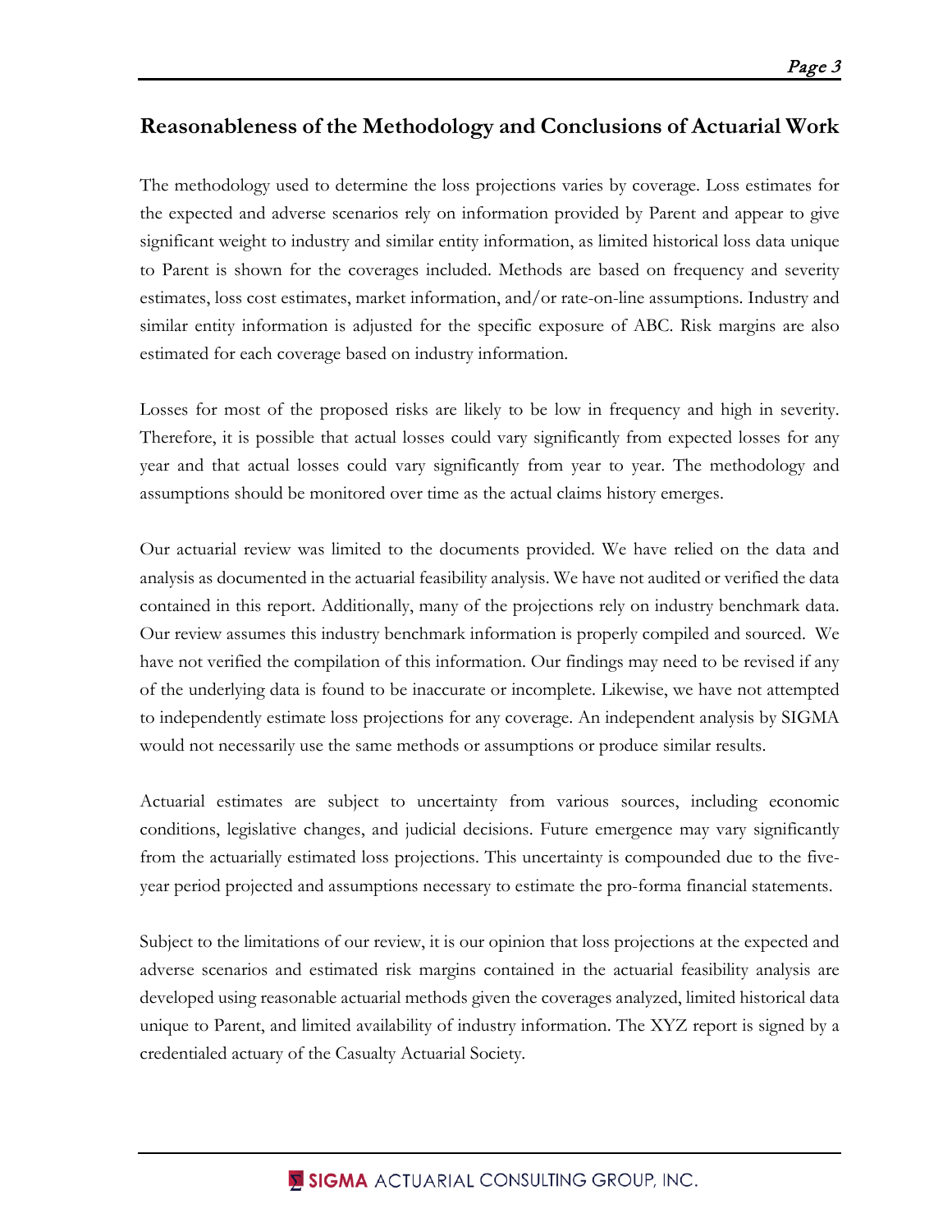## Reasonableness of the Methodology and Conclusions of Actuarial Work

The methodology used to determine the loss projections varies by coverage. Loss estimates for the expected and adverse scenarios rely on information provided by Parent and appear to give significant weight to industry and similar entity information, as limited historical loss data unique to Parent is shown for the coverages included. Methods are based on frequency and severity estimates, loss cost estimates, market information, and/or rate-on-line assumptions. Industry and similar entity information is adjusted for the specific exposure of ABC. Risk margins are also estimated for each coverage based on industry information.

Losses for most of the proposed risks are likely to be low in frequency and high in severity. Therefore, it is possible that actual losses could vary significantly from expected losses for any year and that actual losses could vary significantly from year to year. The methodology and assumptions should be monitored over time as the actual claims history emerges.

Our actuarial review was limited to the documents provided. We have relied on the data and analysis as documented in the actuarial feasibility analysis. We have not audited or verified the data contained in this report. Additionally, many of the projections rely on industry benchmark data. Our review assumes this industry benchmark information is properly compiled and sourced. We have not verified the compilation of this information. Our findings may need to be revised if any of the underlying data is found to be inaccurate or incomplete. Likewise, we have not attempted to independently estimate loss projections for any coverage. An independent analysis by SIGMA would not necessarily use the same methods or assumptions or produce similar results.

Actuarial estimates are subject to uncertainty from various sources, including economic conditions, legislative changes, and judicial decisions. Future emergence may vary significantly from the actuarially estimated loss projections. This uncertainty is compounded due to the five-year period projected and assumptions necessary to estimate the pro-forma financial statements.

Subject to the limitations of our review, it is our opinion that loss projections at the expected and adverse scenarios and estimated risk margins contained in the actuarial feasibility analysis are developed using reasonable actuarial methods given the coverages analyzed, limited historical data unique to Parent, and limited availability of industry information. The XYZ report is signed by a credentialed actuary of the Casualty Actuarial Society.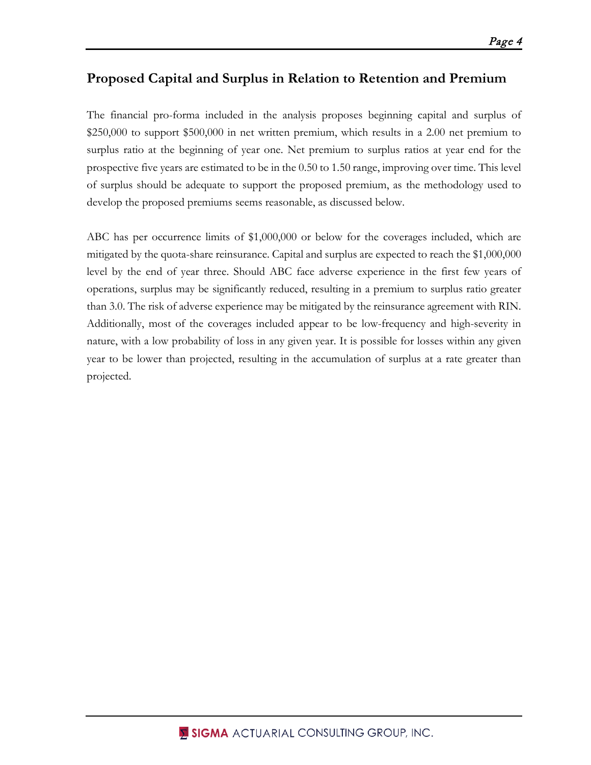## Proposed Capital and Surplus in Relation to Retention and Premium

The financial pro-forma included in the analysis proposes beginning capital and surplus of $250,000 to support $500,000 in net written premium, which results in a 2.00 net premium to surplus ratio at the beginning of year one. Net premium to surplus ratios at year end for the prospective five years are estimated to be in the 0.50 to 1.50 range, improving over time. This level of surplus should be adequate to support the proposed premium, as the methodology used to develop the proposed premiums seems reasonable, as discussed below.

ABC has per occurrence limits of $1,000,000 or below for the coverages included, which are mitigated by the quota-share reinsurance. Capital and surplus are expected to reach the $1,000,000 level by the end of year three. Should ABC face adverse experience in the first few years of operations, surplus may be significantly reduced, resulting in a premium to surplus ratio greater than 3.0. The risk of adverse experience may be mitigated by the reinsurance agreement with RIN. Additionally, most of the coverages included appear to be low-frequency and high-severity in nature, with a low probability of loss in any given year. It is possible for losses within any given year to be lower than projected, resulting in the accumulation of surplus at a rate greater than projected.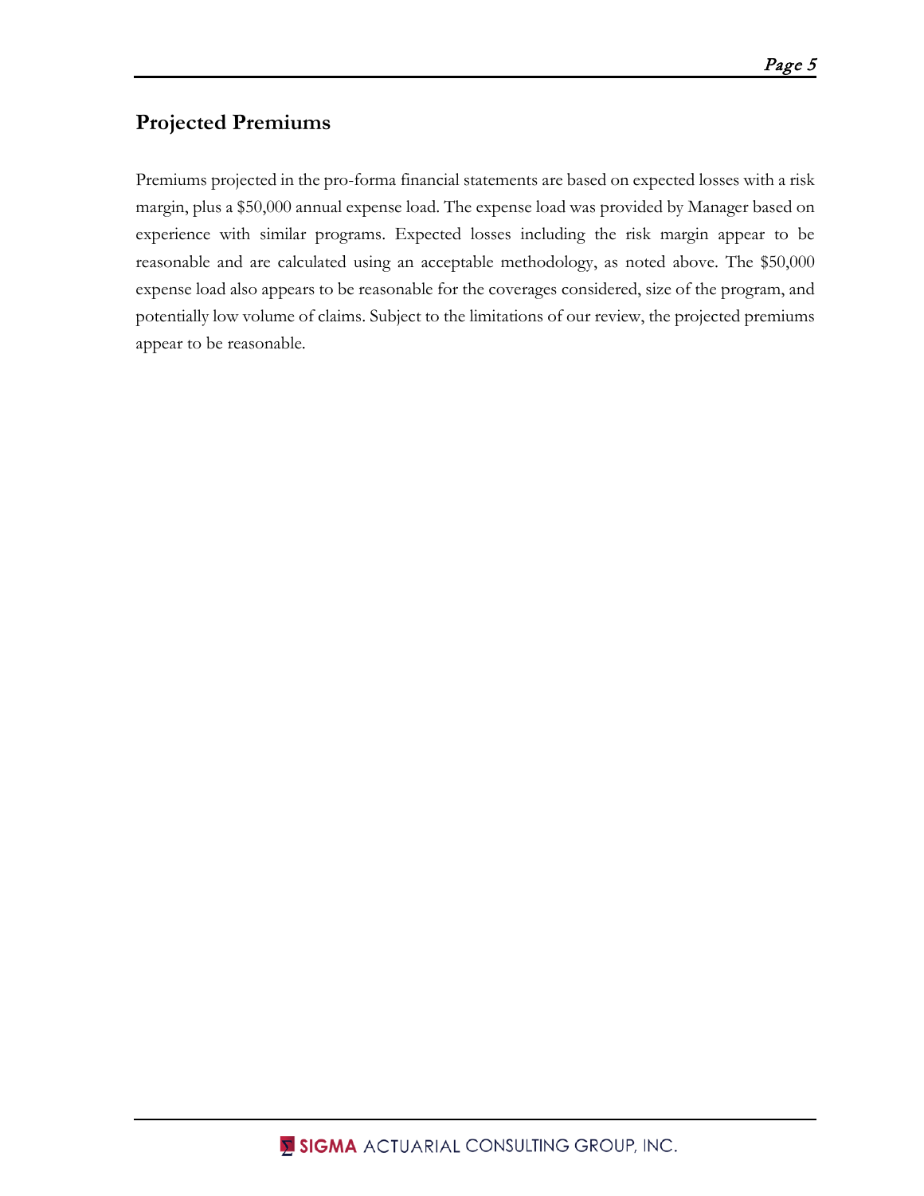## Projected Premiums

Premiums projected in the pro-forma financial statements are based on expected losses with a risk margin, plus a $50,000 annual expense load. The expense load was provided by Manager based on experience with similar programs. Expected losses including the risk margin appear to be reasonable and are calculated using an acceptable methodology, as noted above. The $50,000 expense load also appears to be reasonable for the coverages considered, size of the program, and potentially low volume of claims. Subject to the limitations of our review, the projected premiums appear to be reasonable.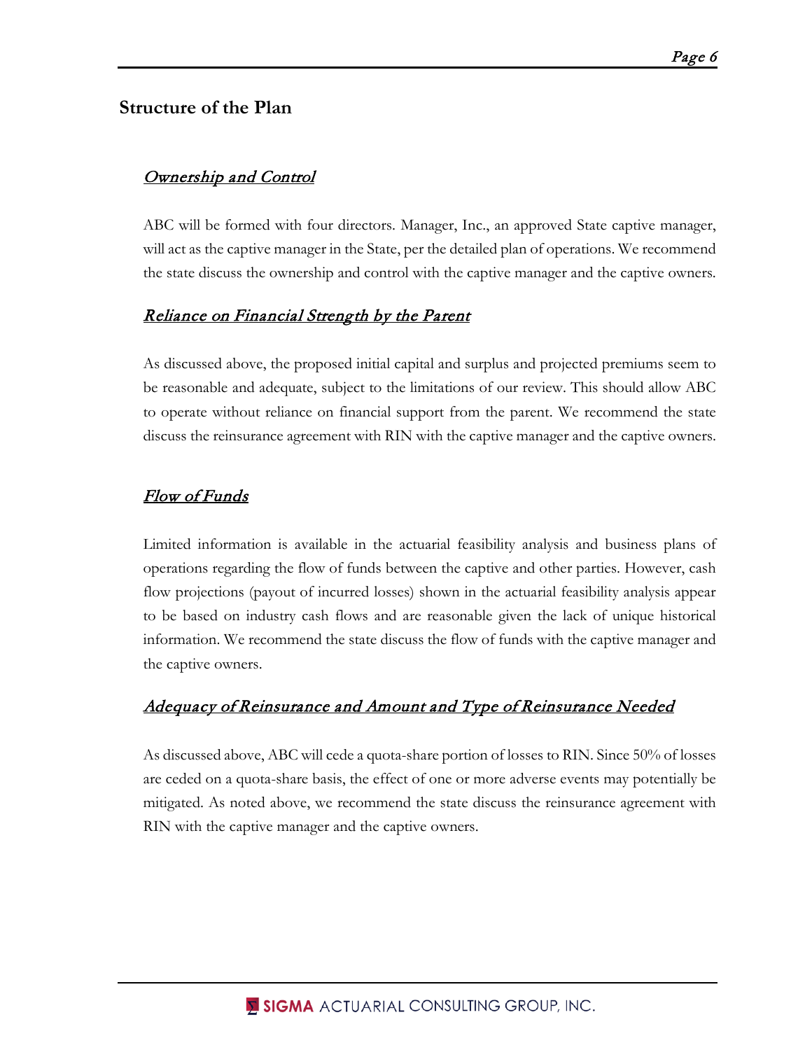## Structure of the Plan

### *Ownership and Control*

ABC will be formed with four directors. Manager, Inc., an approved State captive manager, will act as the captive manager in the State, per the detailed plan of operations. We recommend the state discuss the ownership and control with the captive manager and the captive owners.

### *Reliance on Financial Strength by the Parent*

As discussed above, the proposed initial capital and surplus and projected premiums seem to be reasonable and adequate, subject to the limitations of our review. This should allow ABC to operate without reliance on financial support from the parent. We recommend the state discuss the reinsurance agreement with RIN with the captive manager and the captive owners.

### *Flow of Funds*

Limited information is available in the actuarial feasibility analysis and business plans of operations regarding the flow of funds between the captive and other parties. However, cash flow projections (payout of incurred losses) shown in the actuarial feasibility analysis appear to be based on industry cash flows and are reasonable given the lack of unique historical information. We recommend the state discuss the flow of funds with the captive manager and the captive owners.

### *Adequacy of Reinsurance and Amount and Type of Reinsurance Needed*

As discussed above, ABC will cede a quota-share portion of losses to RIN. Since 50% of losses are ceded on a quota-share basis, the effect of one or more adverse events may potentially be mitigated. As noted above, we recommend the state discuss the reinsurance agreement with RIN with the captive manager and the captive owners.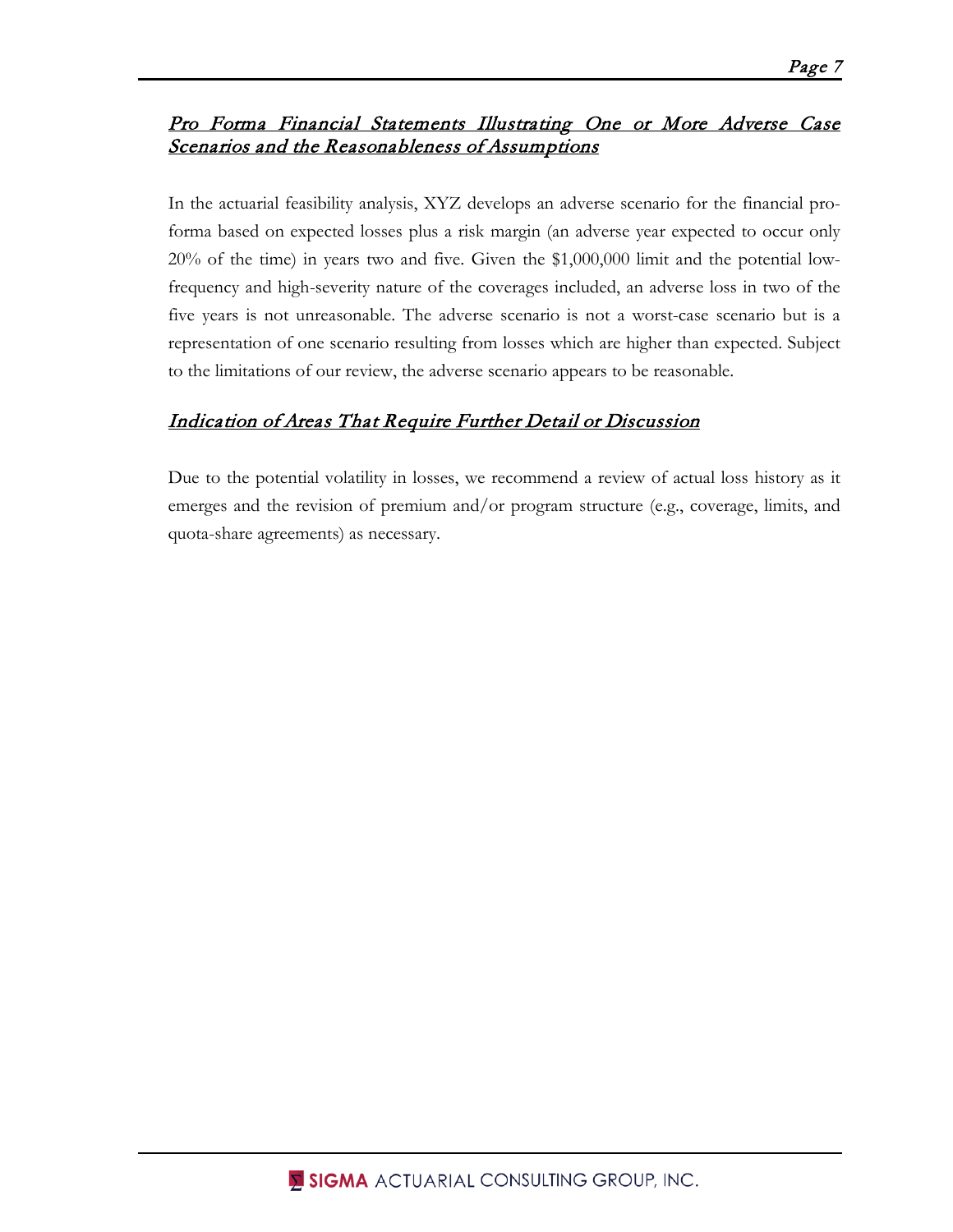## *Pro Forma Financial Statements Illustrating One or More Adverse Case Scenarios and the Reasonableness of Assumptions*

In the actuarial feasibility analysis, XYZ develops an adverse scenario for the financial pro-forma based on expected losses plus a risk margin (an adverse year expected to occur only 20% of the time) in years two and five. Given the $1,000,000 limit and the potential low-frequency and high-severity nature of the coverages included, an adverse loss in two of the five years is not unreasonable. The adverse scenario is not a worst-case scenario but is a representation of one scenario resulting from losses which are higher than expected. Subject to the limitations of our review, the adverse scenario appears to be reasonable.

## *Indication of Areas That Require Further Detail or Discussion*

Due to the potential volatility in losses, we recommend a review of actual loss history as it emerges and the revision of premium and/or program structure (e.g., coverage, limits, and quota-share agreements) as necessary.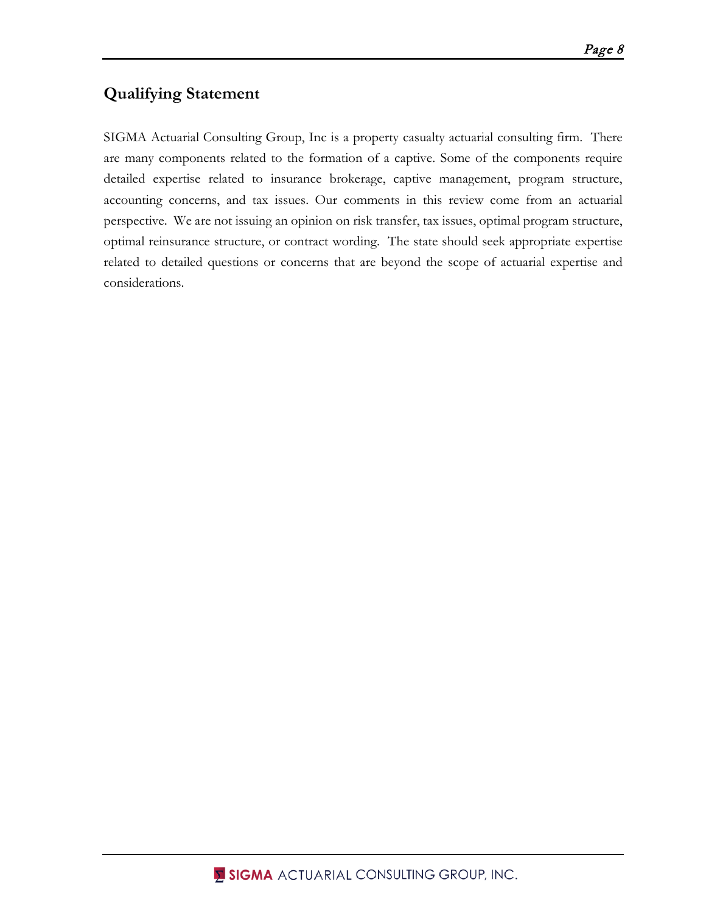## Qualifying Statement

SIGMA Actuarial Consulting Group, Inc is a property casualty actuarial consulting firm. There are many components related to the formation of a captive. Some of the components require detailed expertise related to insurance brokerage, captive management, program structure, accounting concerns, and tax issues. Our comments in this review come from an actuarial perspective. We are not issuing an opinion on risk transfer, tax issues, optimal program structure, optimal reinsurance structure, or contract wording. The state should seek appropriate expertise related to detailed questions or concerns that are beyond the scope of actuarial expertise and considerations.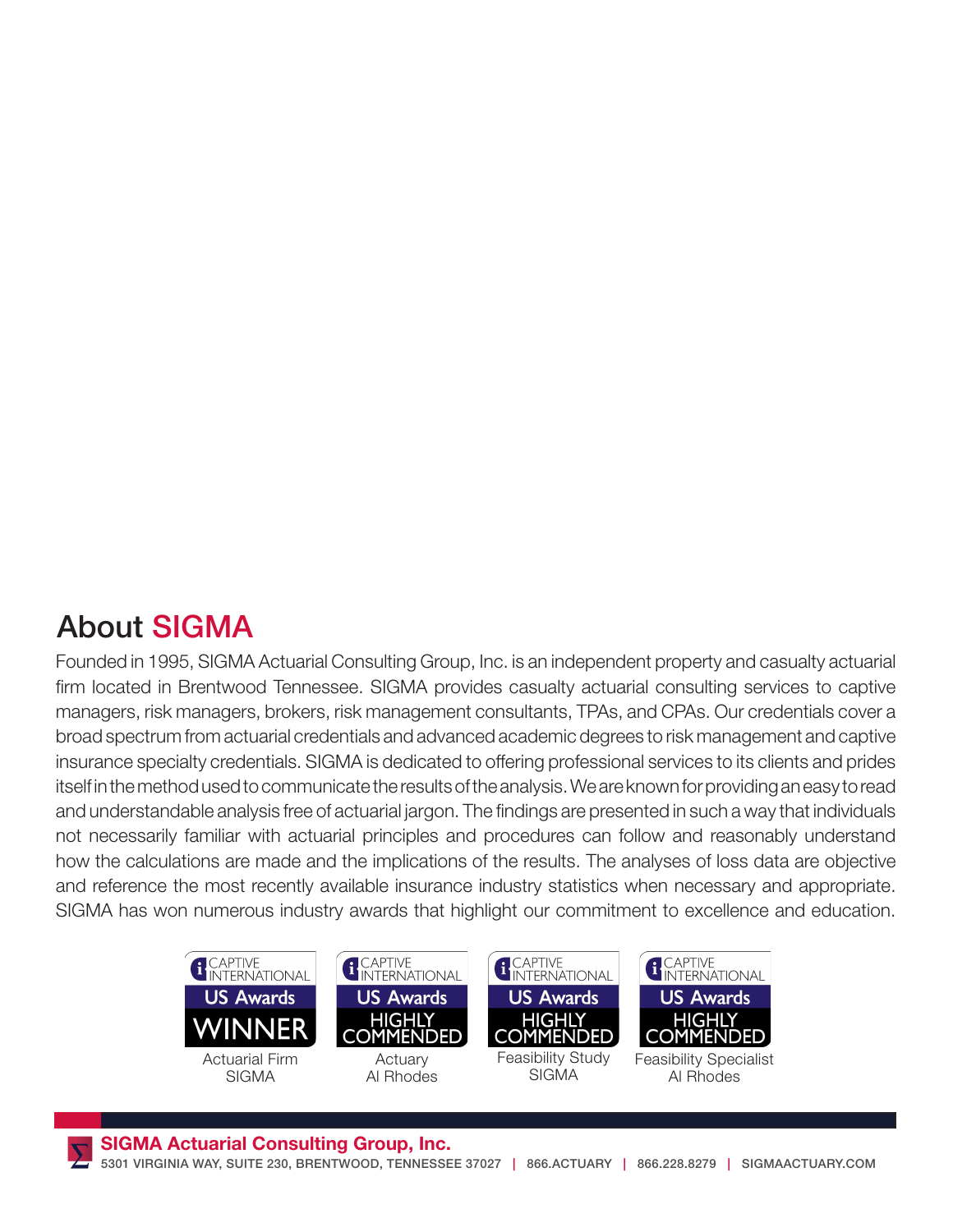## About SIGMA

Founded in 1995, SIGMA Actuarial Consulting Group, Inc. is an independent property and casualty actuarial firm located in Brentwood Tennessee. SIGMA provides casualty actuarial consulting services to captive managers, risk managers, brokers, risk management consultants, TPAs, and CPAs. Our credentials cover a broad spectrum from actuarial credentials and advanced academic degrees to risk management and captive insurance specialty credentials. SIGMA is dedicated to offering professional services to its clients and prides itself in the method used to communicate the results of the analysis. We are known for providing an easy to read and understandable analysis free of actuarial jargon. The findings are presented in such a way that individuals not necessarily familiar with actuarial principles and procedures can follow and reasonably understand how the calculations are made and the implications of the results. The analyses of loss data are objective and reference the most recently available insurance industry statistics when necessary and appropriate. SIGMA has won numerous industry awards that highlight our commitment to excellence and education.

CAPTIVE INTERNATIONAL US Awards WINNER
Actuarial Firm
SIGMA

CAPTIVE INTERNATIONAL US Awards HIGHLY COMMENDED
Actuary
Al Rhodes

CAPTIVE INTERNATIONAL US Awards HIGHLY COMMENDED
Feasibility Study
SIGMA

CAPTIVE INTERNATIONAL US Awards HIGHLY COMMENDED
Feasibility Specialist
Al Rhodes

**SIGMA Actuarial Consulting Group, Inc.**
5301 VIRGINIA WAY, SUITE 230, BRENTWOOD, TENNESSEE 37027 | 866.ACTUARY | 866.228.8279 | SIGMAACTUARY.COM